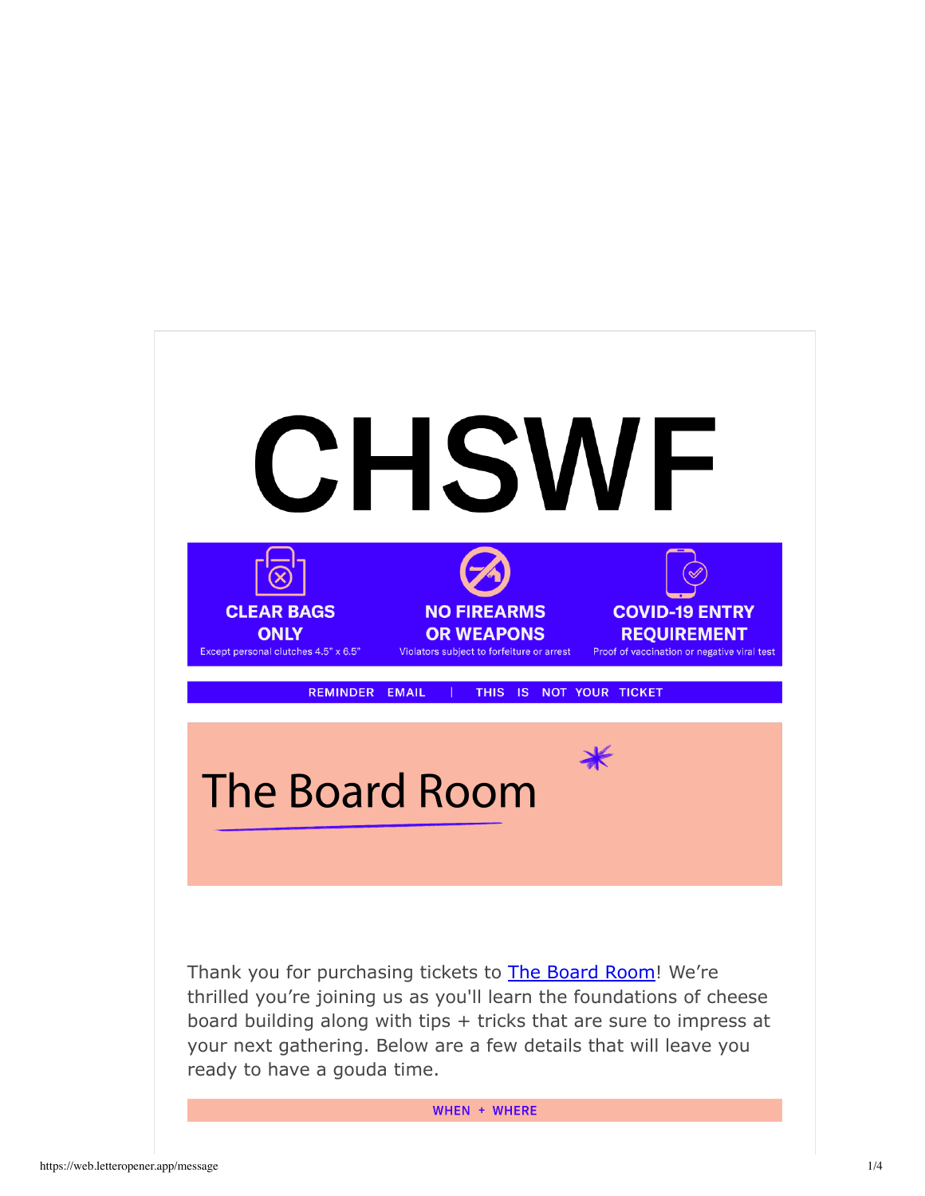# CHSWF

**CLEAR BAGS ONLY**
Except personal clutches 4.5" x 6.5"

**NO FIREARMS OR WEAPONS**
Violators subject to forfeiture or arrest

**COVID-19 ENTRY REQUIREMENT**
Proof of vaccination or negative viral test

REMINDER EMAIL | THIS IS NOT YOUR TICKET

## The Board Room

Thank you for purchasing tickets to The Board Room! We're thrilled you're joining us as you'll learn the foundations of cheese board building along with tips + tricks that are sure to impress at your next gathering. Below are a few details that will leave you ready to have a gouda time.

### WHEN + WHERE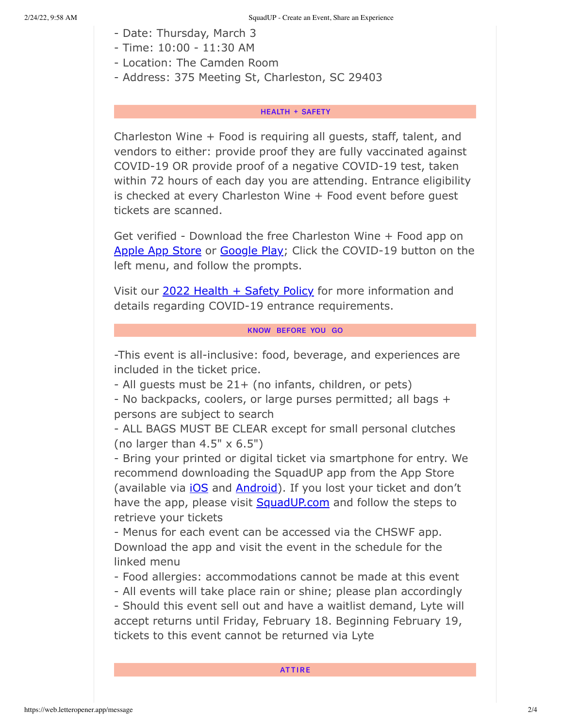- Date: Thursday, March 3
- Time: 10:00 - 11:30 AM
- Location: The Camden Room
- Address: 375 Meeting St, Charleston, SC 29403

## HEALTH + SAFETY

Charleston Wine + Food is requiring all guests, staff, talent, and vendors to either: provide proof they are fully vaccinated against COVID-19 OR provide proof of a negative COVID-19 test, taken within 72 hours of each day you are attending. Entrance eligibility is checked at every Charleston Wine + Food event before guest tickets are scanned.

Get verified - Download the free Charleston Wine + Food app on Apple App Store or Google Play; Click the COVID-19 button on the left menu, and follow the prompts.

Visit our 2022 Health + Safety Policy for more information and details regarding COVID-19 entrance requirements.

## KNOW BEFORE YOU GO

-This event is all-inclusive: food, beverage, and experiences are included in the ticket price.
- All guests must be 21+ (no infants, children, or pets)
- No backpacks, coolers, or large purses permitted; all bags + persons are subject to search
- ALL BAGS MUST BE CLEAR except for small personal clutches (no larger than 4.5" x 6.5")
- Bring your printed or digital ticket via smartphone for entry. We recommend downloading the SquadUP app from the App Store (available via iOS and Android). If you lost your ticket and don't have the app, please visit SquadUP.com and follow the steps to retrieve your tickets
- Menus for each event can be accessed via the CHSWF app. Download the app and visit the event in the schedule for the linked menu
- Food allergies: accommodations cannot be made at this event
- All events will take place rain or shine; please plan accordingly
- Should this event sell out and have a waitlist demand, Lyte will accept returns until Friday, February 18. Beginning February 19, tickets to this event cannot be returned via Lyte

## ATTIRE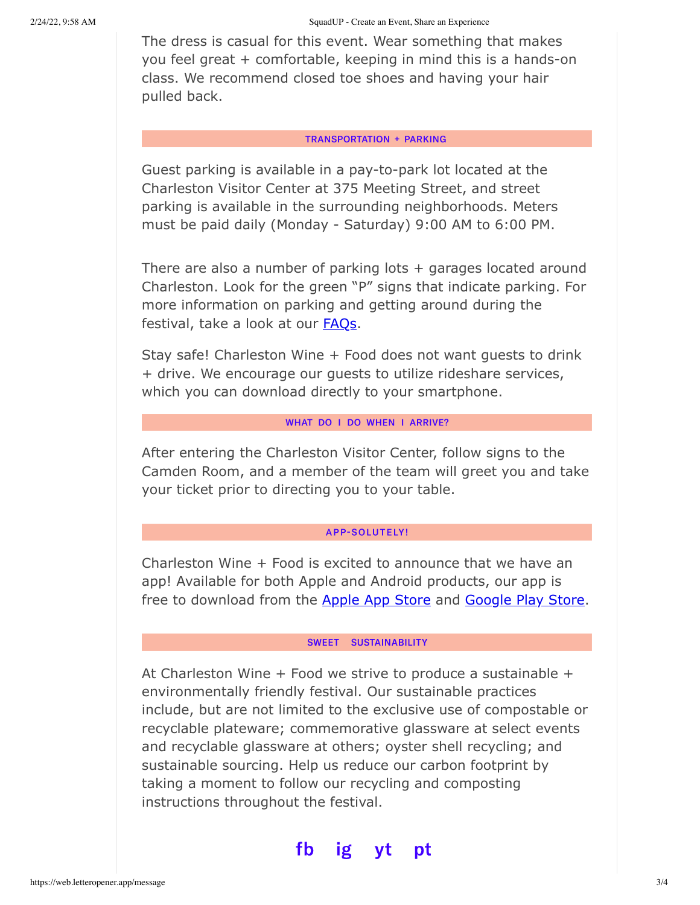The dress is casual for this event. Wear something that makes you feel great + comfortable, keeping in mind this is a hands-on class. We recommend closed toe shoes and having your hair pulled back.

## TRANSPORTATION + PARKING

Guest parking is available in a pay-to-park lot located at the Charleston Visitor Center at 375 Meeting Street, and street parking is available in the surrounding neighborhoods. Meters must be paid daily (Monday - Saturday) 9:00 AM to 6:00 PM.

There are also a number of parking lots + garages located around Charleston. Look for the green "P" signs that indicate parking. For more information on parking and getting around during the festival, take a look at our FAQs.

Stay safe! Charleston Wine + Food does not want guests to drink + drive. We encourage our guests to utilize rideshare services, which you can download directly to your smartphone.

## WHAT DO I DO WHEN I ARRIVE?

After entering the Charleston Visitor Center, follow signs to the Camden Room, and a member of the team will greet you and take your ticket prior to directing you to your table.

## APP-SOLUTELY!

Charleston Wine + Food is excited to announce that we have an app! Available for both Apple and Android products, our app is free to download from the Apple App Store and Google Play Store.

## SWEET SUSTAINABILITY

At Charleston Wine + Food we strive to produce a sustainable + environmentally friendly festival. Our sustainable practices include, but are not limited to the exclusive use of compostable or recyclable plateware; commemorative glassware at select events and recyclable glassware at others; oyster shell recycling; and sustainable sourcing. Help us reduce our carbon footprint by taking a moment to follow our recycling and composting instructions throughout the festival.

fb ig yt pt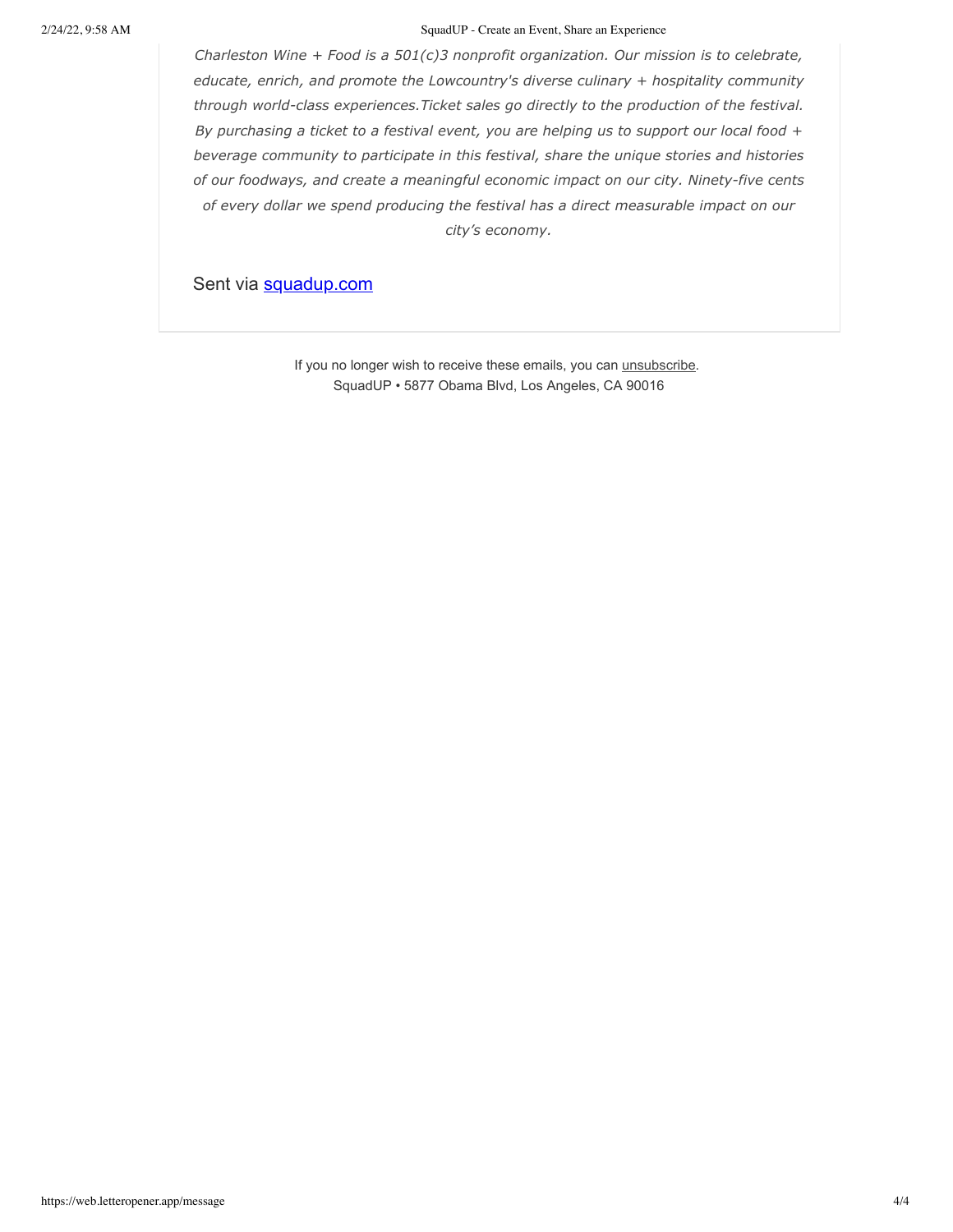*Charleston Wine + Food is a 501(c)3 nonprofit organization. Our mission is to celebrate, educate, enrich, and promote the Lowcountry's diverse culinary + hospitality community through world-class experiences.Ticket sales go directly to the production of the festival. By purchasing a ticket to a festival event, you are helping us to support our local food + beverage community to participate in this festival, share the unique stories and histories of our foodways, and create a meaningful economic impact on our city. Ninety-five cents of every dollar we spend producing the festival has a direct measurable impact on our city's economy.*

Sent via [squadup.com](squadup.com)

If you no longer wish to receive these emails, you can unsubscribe.
SquadUP • 5877 Obama Blvd, Los Angeles, CA 90016